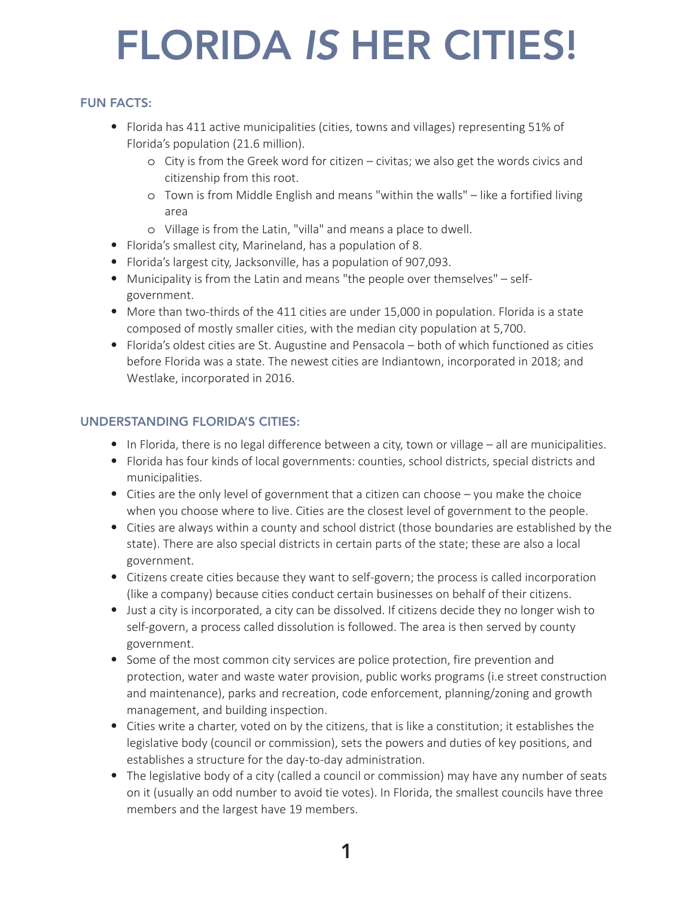# FLORIDA *IS* HER CITIES!

### FUN FACTS:

- Florida has 411 active municipalities (cities, towns and villages) representing 51% of Florida's population (21.6 million).
    - City is from the Greek word for citizen – civitas; we also get the words civics and citizenship from this root.
    - Town is from Middle English and means "within the walls" – like a fortified living area
    - Village is from the Latin, "villa" and means a place to dwell.
- Florida's smallest city, Marineland, has a population of 8.
- Florida's largest city, Jacksonville, has a population of 907,093.
- Municipality is from the Latin and means "the people over themselves" – self-government.
- More than two-thirds of the 411 cities are under 15,000 in population. Florida is a state composed of mostly smaller cities, with the median city population at 5,700.
- Florida's oldest cities are St. Augustine and Pensacola – both of which functioned as cities before Florida was a state. The newest cities are Indiantown, incorporated in 2018; and Westlake, incorporated in 2016.

### UNDERSTANDING FLORIDA'S CITIES:

- In Florida, there is no legal difference between a city, town or village – all are municipalities.
- Florida has four kinds of local governments: counties, school districts, special districts and municipalities.
- Cities are the only level of government that a citizen can choose – you make the choice when you choose where to live. Cities are the closest level of government to the people.
- Cities are always within a county and school district (those boundaries are established by the state). There are also special districts in certain parts of the state; these are also a local government.
- Citizens create cities because they want to self-govern; the process is called incorporation (like a company) because cities conduct certain businesses on behalf of their citizens.
- Just a city is incorporated, a city can be dissolved. If citizens decide they no longer wish to self-govern, a process called dissolution is followed. The area is then served by county government.
- Some of the most common city services are police protection, fire prevention and protection, water and waste water provision, public works programs (i.e street construction and maintenance), parks and recreation, code enforcement, planning/zoning and growth management, and building inspection.
- Cities write a charter, voted on by the citizens, that is like a constitution; it establishes the legislative body (council or commission), sets the powers and duties of key positions, and establishes a structure for the day-to-day administration.
- The legislative body of a city (called a council or commission) may have any number of seats on it (usually an odd number to avoid tie votes). In Florida, the smallest councils have three members and the largest have 19 members.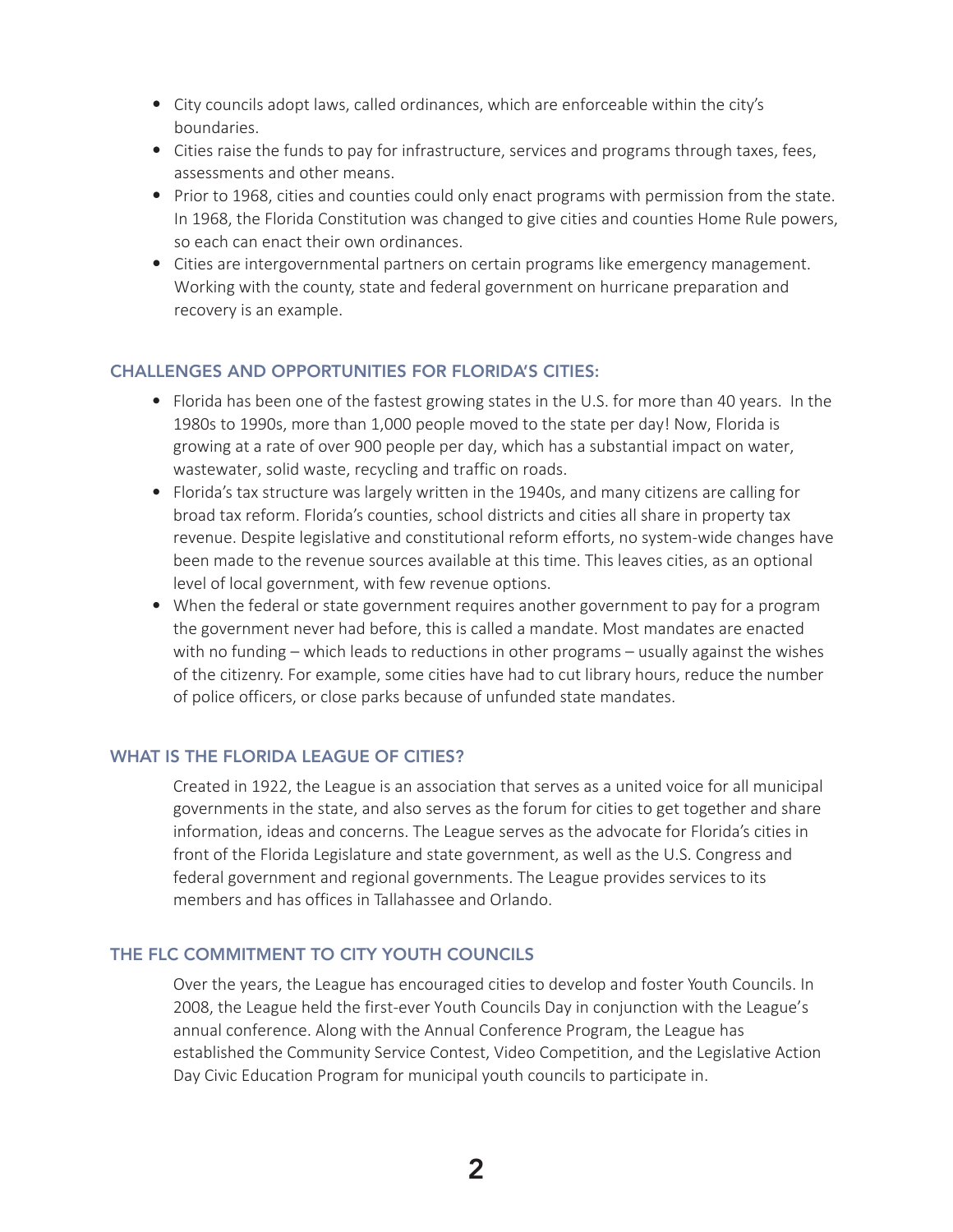- City councils adopt laws, called ordinances, which are enforceable within the city's boundaries.
- Cities raise the funds to pay for infrastructure, services and programs through taxes, fees, assessments and other means.
- Prior to 1968, cities and counties could only enact programs with permission from the state. In 1968, the Florida Constitution was changed to give cities and counties Home Rule powers, so each can enact their own ordinances.
- Cities are intergovernmental partners on certain programs like emergency management. Working with the county, state and federal government on hurricane preparation and recovery is an example.

## CHALLENGES AND OPPORTUNITIES FOR FLORIDA'S CITIES:

- Florida has been one of the fastest growing states in the U.S. for more than 40 years. In the 1980s to 1990s, more than 1,000 people moved to the state per day! Now, Florida is growing at a rate of over 900 people per day, which has a substantial impact on water, wastewater, solid waste, recycling and traffic on roads.
- Florida's tax structure was largely written in the 1940s, and many citizens are calling for broad tax reform. Florida's counties, school districts and cities all share in property tax revenue. Despite legislative and constitutional reform efforts, no system-wide changes have been made to the revenue sources available at this time. This leaves cities, as an optional level of local government, with few revenue options.
- When the federal or state government requires another government to pay for a program the government never had before, this is called a mandate. Most mandates are enacted with no funding – which leads to reductions in other programs – usually against the wishes of the citizenry. For example, some cities have had to cut library hours, reduce the number of police officers, or close parks because of unfunded state mandates.

## WHAT IS THE FLORIDA LEAGUE OF CITIES?

Created in 1922, the League is an association that serves as a united voice for all municipal governments in the state, and also serves as the forum for cities to get together and share information, ideas and concerns. The League serves as the advocate for Florida's cities in front of the Florida Legislature and state government, as well as the U.S. Congress and federal government and regional governments. The League provides services to its members and has offices in Tallahassee and Orlando.

## THE FLC COMMITMENT TO CITY YOUTH COUNCILS

Over the years, the League has encouraged cities to develop and foster Youth Councils. In 2008, the League held the first-ever Youth Councils Day in conjunction with the League's annual conference. Along with the Annual Conference Program, the League has established the Community Service Contest, Video Competition, and the Legislative Action Day Civic Education Program for municipal youth councils to participate in.